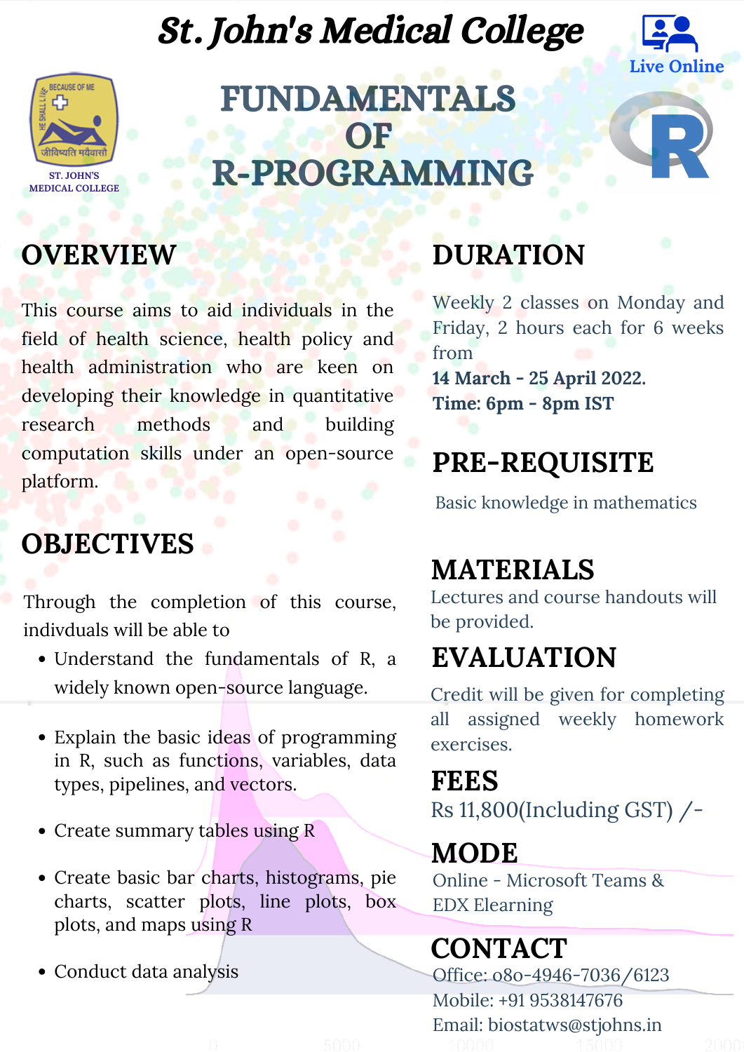# St. John's Medical College

Live Online

ST. JOHN'S MEDICAL COLLEGE

# FUNDAMENTALS OF R-PROGRAMMING

## OVERVIEW

This course aims to aid individuals in the field of health science, health policy and health administration who are keen on developing their knowledge in quantitative research methods and building computation skills under an open-source platform.

## OBJECTIVES

Through the completion of this course, indivduals will be able to

- Understand the fundamentals of R, a widely known open-source language.
- Explain the basic ideas of programming in R, such as functions, variables, data types, pipelines, and vectors.
- Create summary tables using R
- Create basic bar charts, histograms, pie charts, scatter plots, line plots, box plots, and maps using R
- Conduct data analysis

## DURATION

Weekly 2 classes on Monday and Friday, 2 hours each for 6 weeks from

**14 March - 25 April 2022.**
**Time: 6pm - 8pm IST**

## PRE-REQUISITE

Basic knowledge in mathematics

## MATERIALS

Lectures and course handouts will be provided.

## EVALUATION

Credit will be given for completing all assigned weekly homework exercises.

## FEES

Rs 11,800(Including GST) /-

## MODE

Online - Microsoft Teams & EDX Elearning

## CONTACT

Office: 080-4946-7036/6123
Mobile: +91 9538147676
Email: biostatws@stjohns.in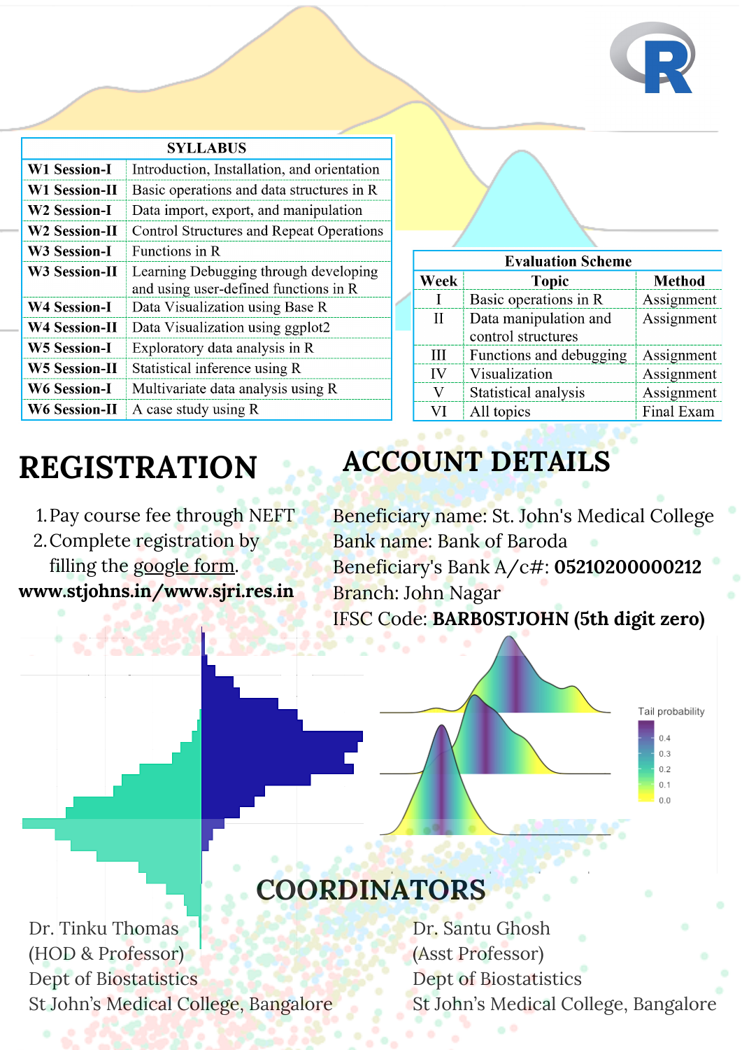| SYLLABUS | |
|---|---|
| W1 Session-I | Introduction, Installation, and orientation |
| W1 Session-II | Basic operations and data structures in R |
| W2 Session-I | Data import, export, and manipulation |
| W2 Session-II | Control Structures and Repeat Operations |
| W3 Session-I | Functions in R |
| W3 Session-II | Learning Debugging through developing and using user-defined functions in R |
| W4 Session-I | Data Visualization using Base R |
| W4 Session-II | Data Visualization using ggplot2 |
| W5 Session-I | Exploratory data analysis in R |
| W5 Session-II | Statistical inference using R |
| W6 Session-I | Multivariate data analysis using R |
| W6 Session-II | A case study using R |

**Evaluation Scheme**

| Week | Topic | Method |
|---|---|---|
| I | Basic operations in R | Assignment |
| II | Data manipulation and control structures | Assignment |
| III | Functions and debugging | Assignment |
| IV | Visualization | Assignment |
| V | Statistical analysis | Assignment |
| VI | All topics | Final Exam |

# REGISTRATION

1. Pay course fee through NEFT
2. Complete registration by filling the google form.

**www.stjohns.in/www.sjri.res.in**

# ACCOUNT DETAILS

Beneficiary name: St. John's Medical College
Bank name: Bank of Baroda
Beneficiary's Bank A/c#: **05210200000212**
Branch: John Nagar
IFSC Code: **BARB0STJOHN (5th digit zero)**

Tail probability
0.4
0.3
0.2
0.1
0.0

# COORDINATORS

Dr. Tinku Thomas
(HOD & Professor)
Dept of Biostatistics
St John's Medical College, Bangalore

Dr. Santu Ghosh
(Asst Professor)
Dept of Biostatistics
St John's Medical College, Bangalore